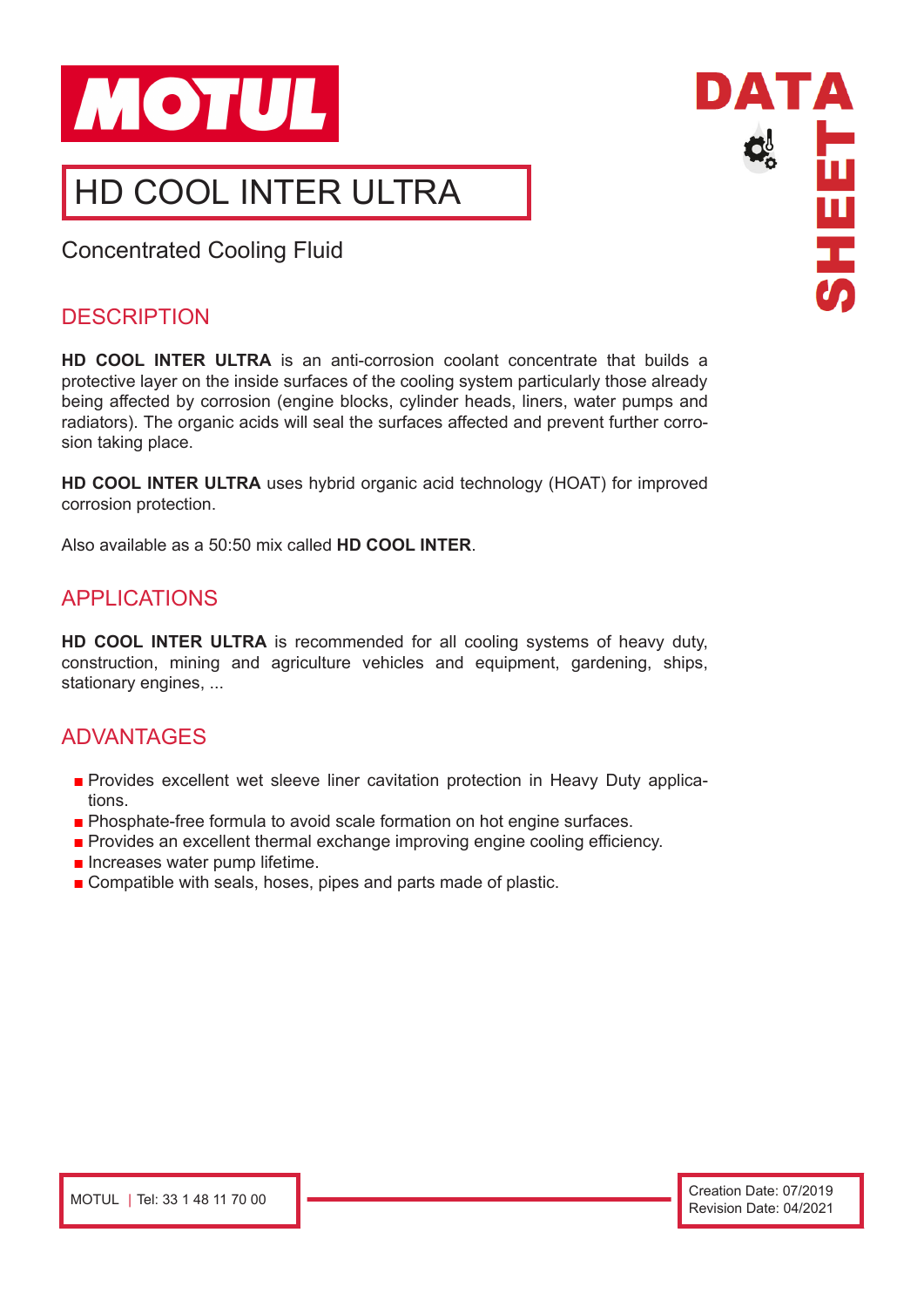# HD COOL INTER ULTRA

Concentrated Cooling Fluid

## DESCRIPTION

**HD COOL INTER ULTRA** is an anti-corrosion coolant concentrate that builds a protective layer on the inside surfaces of the cooling system particularly those already being affected by corrosion (engine blocks, cylinder heads, liners, water pumps and radiators). The organic acids will seal the surfaces affected and prevent further corrosion taking place.

**HD COOL INTER ULTRA** uses hybrid organic acid technology (HOAT) for improved corrosion protection.

Also available as a 50:50 mix called **HD COOL INTER**.

## APPLICATIONS

**HD COOL INTER ULTRA** is recommended for all cooling systems of heavy duty, construction, mining and agriculture vehicles and equipment, gardening, ships, stationary engines, ...

## ADVANTAGES

- Provides excellent wet sleeve liner cavitation protection in Heavy Duty applications.
- Phosphate-free formula to avoid scale formation on hot engine surfaces.
- Provides an excellent thermal exchange improving engine cooling efficiency.
- Increases water pump lifetime.
- Compatible with seals, hoses, pipes and parts made of plastic.

MOTUL | Tel: 33 1 48 11 70 00

Creation Date: 07/2019
Revision Date: 04/2021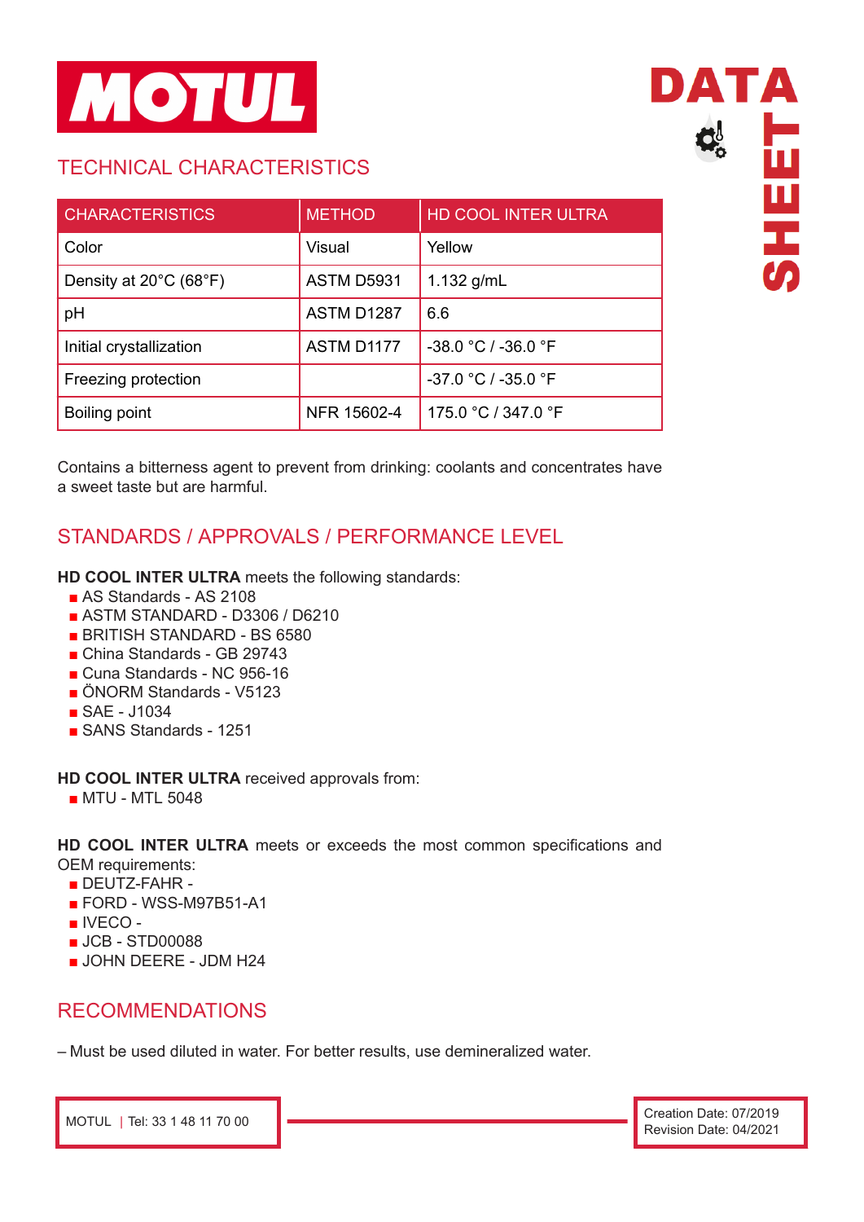## TECHNICAL CHARACTERISTICS

| CHARACTERISTICS | METHOD | HD COOL INTER ULTRA |
|---|---|---|
| Color | Visual | Yellow |
| Density at 20°C (68°F) | ASTM D5931 | 1.132 g/mL |
| pH | ASTM D1287 | 6.6 |
| Initial crystallization | ASTM D1177 | -38.0 °C / -36.0 °F |
| Freezing protection | | -37.0 °C / -35.0 °F |
| Boiling point | NFR 15602-4 | 175.0 °C / 347.0 °F |

Contains a bitterness agent to prevent from drinking: coolants and concentrates have a sweet taste but are harmful.

## STANDARDS / APPROVALS / PERFORMANCE LEVEL

**HD COOL INTER ULTRA** meets the following standards:

- AS Standards - AS 2108
- ASTM STANDARD - D3306 / D6210
- BRITISH STANDARD - BS 6580
- China Standards - GB 29743
- Cuna Standards - NC 956-16
- ÖNORM Standards - V5123
- SAE - J1034
- SANS Standards - 1251

**HD COOL INTER ULTRA** received approvals from:

- MTU - MTL 5048

**HD COOL INTER ULTRA** meets or exceeds the most common specifications and OEM requirements:

- DEUTZ-FAHR -
- FORD - WSS-M97B51-A1
- IVECO -
- JCB - STD00088
- JOHN DEERE - JDM H24

## RECOMMENDATIONS

– Must be used diluted in water. For better results, use demineralized water.

MOTUL | Tel: 33 1 48 11 70 00

Creation Date: 07/2019
Revision Date: 04/2021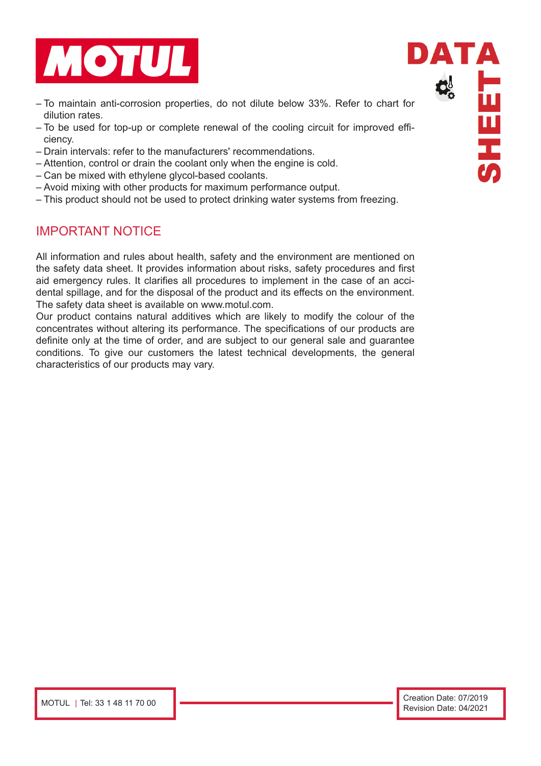- To maintain anti-corrosion properties, do not dilute below 33%. Refer to chart for dilution rates.
- To be used for top-up or complete renewal of the cooling circuit for improved efficiency.
- Drain intervals: refer to the manufacturers' recommendations.
- Attention, control or drain the coolant only when the engine is cold.
- Can be mixed with ethylene glycol-based coolants.
- Avoid mixing with other products for maximum performance output.
- This product should not be used to protect drinking water systems from freezing.

## IMPORTANT NOTICE

All information and rules about health, safety and the environment are mentioned on the safety data sheet. It provides information about risks, safety procedures and first aid emergency rules. It clarifies all procedures to implement in the case of an accidental spillage, and for the disposal of the product and its effects on the environment. The safety data sheet is available on www.motul.com.
Our product contains natural additives which are likely to modify the colour of the concentrates without altering its performance. The specifications of our products are definite only at the time of order, and are subject to our general sale and guarantee conditions. To give our customers the latest technical developments, the general characteristics of our products may vary.

MOTUL | Tel: 33 1 48 11 70 00

Creation Date: 07/2019
Revision Date: 04/2021